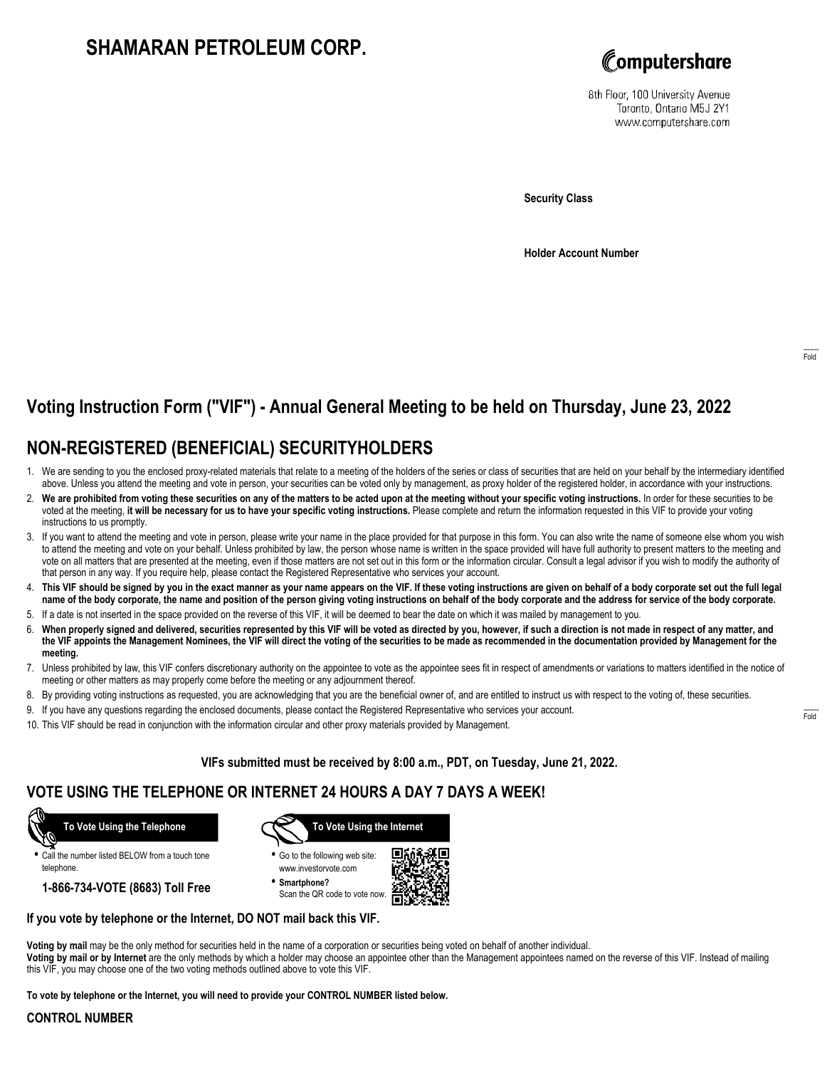# SHAMARAN PETROLEUM CORP.

Computershare
8th Floor, 100 University Avenue
Toronto, Ontario M5J 2Y1
www.computershare.com

**Security Class**

**Holder Account Number**

Fold

## Voting Instruction Form ("VIF") - Annual General Meeting to be held on Thursday, June 23, 2022

## NON-REGISTERED (BENEFICIAL) SECURITYHOLDERS

1. We are sending to you the enclosed proxy-related materials that relate to a meeting of the holders of the series or class of securities that are held on your behalf by the intermediary identified above. Unless you attend the meeting and vote in person, your securities can be voted only by management, as proxy holder of the registered holder, in accordance with your instructions.
2. **We are prohibited from voting these securities on any of the matters to be acted upon at the meeting without your specific voting instructions.** In order for these securities to be voted at the meeting, **it will be necessary for us to have your specific voting instructions.** Please complete and return the information requested in this VIF to provide your voting instructions to us promptly.
3. If you want to attend the meeting and vote in person, please write your name in the place provided for that purpose in this form. You can also write the name of someone else whom you wish to attend the meeting and vote on your behalf. Unless prohibited by law, the person whose name is written in the space provided will have full authority to present matters to the meeting and vote on all matters that are presented at the meeting, even if those matters are not set out in this form or the information circular. Consult a legal advisor if you wish to modify the authority of that person in any way. If you require help, please contact the Registered Representative who services your account.
4. **This VIF should be signed by you in the exact manner as your name appears on the VIF. If these voting instructions are given on behalf of a body corporate set out the full legal name of the body corporate, the name and position of the person giving voting instructions on behalf of the body corporate and the address for service of the body corporate.**
5. If a date is not inserted in the space provided on the reverse of this VIF, it will be deemed to bear the date on which it was mailed by management to you.
6. **When properly signed and delivered, securities represented by this VIF will be voted as directed by you, however, if such a direction is not made in respect of any matter, and the VIF appoints the Management Nominees, the VIF will direct the voting of the securities to be made as recommended in the documentation provided by Management for the meeting.**
7. Unless prohibited by law, this VIF confers discretionary authority on the appointee to vote as the appointee sees fit in respect of amendments or variations to matters identified in the notice of meeting or other matters as may properly come before the meeting or any adjournment thereof.
8. By providing voting instructions as requested, you are acknowledging that you are the beneficial owner of, and are entitled to instruct us with respect to the voting of, these securities.
9. If you have any questions regarding the enclosed documents, please contact the Registered Representative who services your account.
10. This VIF should be read in conjunction with the information circular and other proxy materials provided by Management.

Fold

**VIFs submitted must be received by 8:00 a.m., PDT, on Tuesday, June 21, 2022.**

## VOTE USING THE TELEPHONE OR INTERNET 24 HOURS A DAY 7 DAYS A WEEK!

**To Vote Using the Telephone**

- Call the number listed BELOW from a touch tone telephone.

**1-866-734-VOTE (8683) Toll Free**

**To Vote Using the Internet**

- Go to the following web site: www.investorvote.com
- **Smartphone?** Scan the QR code to vote now.

**If you vote by telephone or the Internet, DO NOT mail back this VIF.**

**Voting by mail** may be the only method for securities held in the name of a corporation or securities being voted on behalf of another individual.
**Voting by mail or by Internet** are the only methods by which a holder may choose an appointee other than the Management appointees named on the reverse of this VIF. Instead of mailing this VIF, you may choose one of the two voting methods outlined above to vote this VIF.

**To vote by telephone or the Internet, you will need to provide your CONTROL NUMBER listed below.**

**CONTROL NUMBER**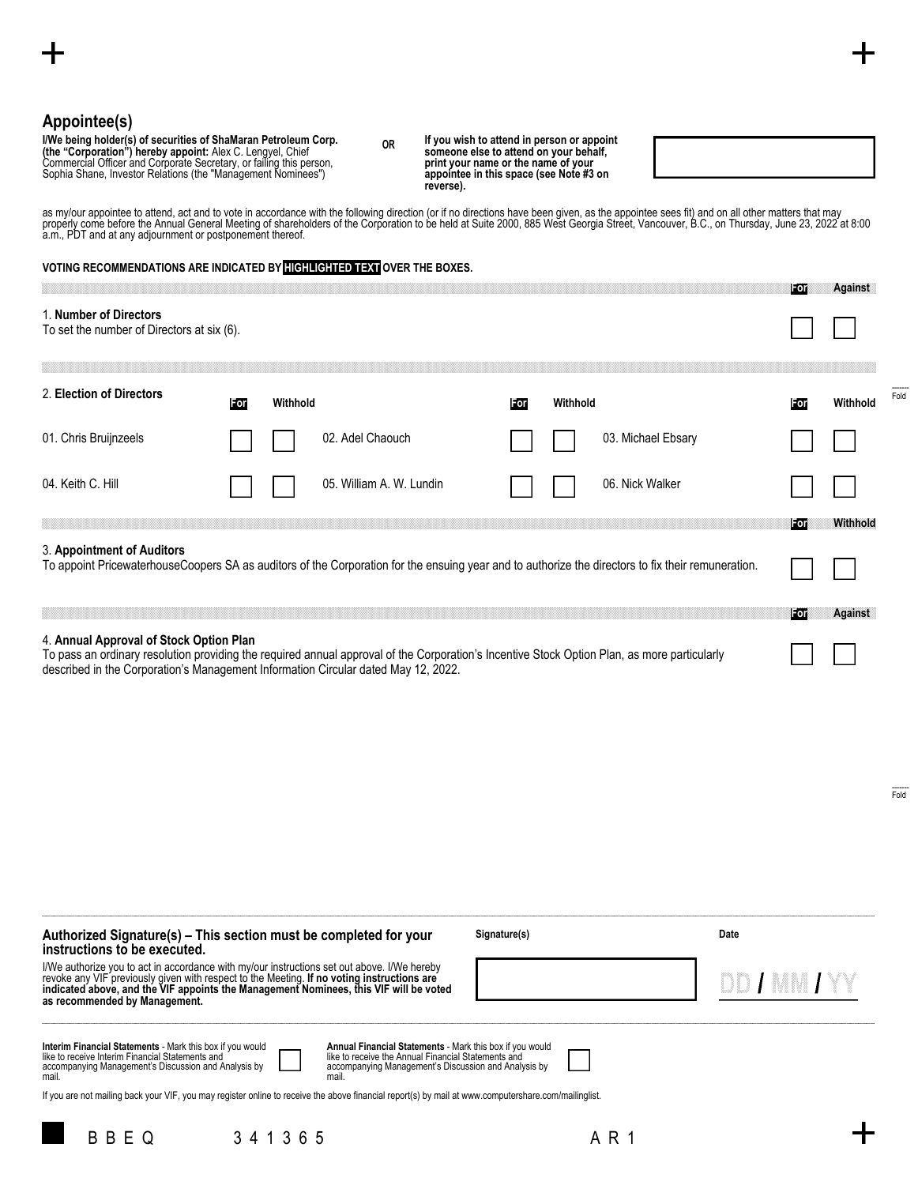## Appointee(s)

**I/We being holder(s) of securities of ShaMaran Petroleum Corp. (the "Corporation") hereby appoint:** Alex C. Lengyel, Chief Commercial Officer and Corporate Secretary, or failing this person, Sophia Shane, Investor Relations (the "Management Nominees")

**OR**

**If you wish to attend in person or appoint someone else to attend on your behalf, print your name or the name of your appointee in this space (see Note #3 on reverse).**

as my/our appointee to attend, act and to vote in accordance with the following direction (or if no directions have been given, as the appointee sees fit) and on all other matters that may properly come before the Annual General Meeting of shareholders of the Corporation to be held at Suite 2000, 885 West Georgia Street, Vancouver, B.C., on Thursday, June 23, 2022 at 8:00 a.m., PDT and at any adjournment or postponement thereof.

**VOTING RECOMMENDATIONS ARE INDICATED BY HIGHLIGHTED TEXT OVER THE BOXES.**

| | For | Against |
|---|---|---|
| 1. **Number of Directors**<br>To set the number of Directors at six (6). | ☐ | ☐ |

2. **Election of Directors**

| | For | Withhold | | For | Withhold | | For | Withhold |
|---|---|---|---|---|---|---|---|---|
| 01. Chris Bruijnzeels | ☐ | ☐ | 02. Adel Chaouch | ☐ | ☐ | 03. Michael Ebsary | ☐ | ☐ |
| 04. Keith C. Hill | ☐ | ☐ | 05. William A. W. Lundin | ☐ | ☐ | 06. Nick Walker | ☐ | ☐ |

| | For | Withhold |
|---|---|---|
| 3. **Appointment of Auditors**<br>To appoint PricewaterhouseCoopers SA as auditors of the Corporation for the ensuing year and to authorize the directors to fix their remuneration. | ☐ | ☐ |

| | For | Against |
|---|---|---|
| 4. **Annual Approval of Stock Option Plan**<br>To pass an ordinary resolution providing the required annual approval of the Corporation's Incentive Stock Option Plan, as more particularly described in the Corporation's Management Information Circular dated May 12, 2022. | ☐ | ☐ |

**Authorized Signature(s) – This section must be completed for your instructions to be executed.**

I/We authorize you to act in accordance with my/our instructions set out above. I/We hereby revoke any VIF previously given with respect to the Meeting. **If no voting instructions are indicated above, and the VIF appoints the Management Nominees, this VIF will be voted as recommended by Management.**

**Signature(s)**

**Date**

DD / MM / YY

**Interim Financial Statements** - Mark this box if you would like to receive Interim Financial Statements and accompanying Management's Discussion and Analysis by mail. ☐

**Annual Financial Statements** - Mark this box if you would like to receive the Annual Financial Statements and accompanying Management's Discussion and Analysis by mail. ☐

If you are not mailing back your VIF, you may register online to receive the above financial report(s) by mail at www.computershare.com/mailinglist.

B B E Q 3 4 1 3 6 5 A R 1